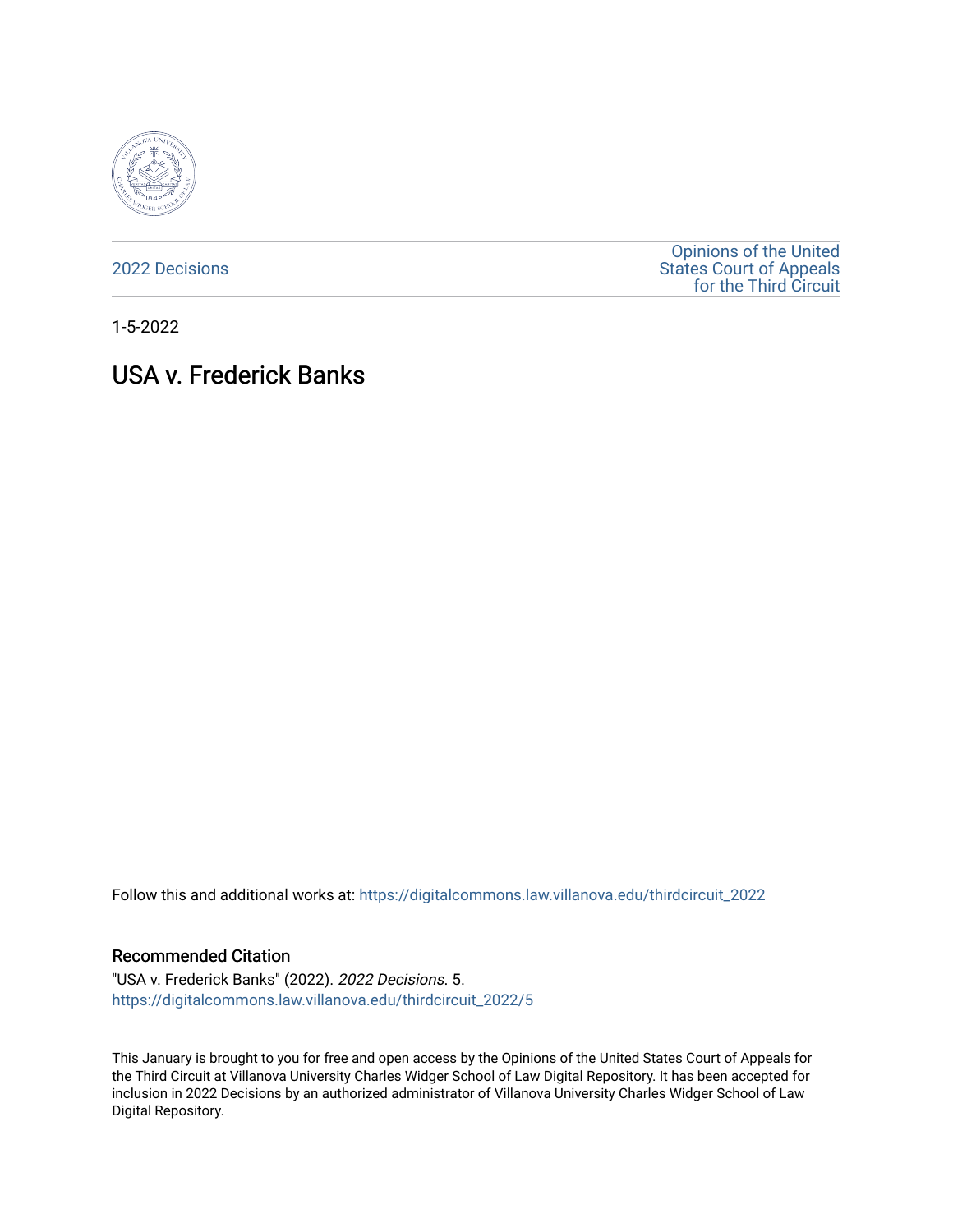2022 Decisions

Opinions of the United States Court of Appeals for the Third Circuit

1-5-2022

# USA v. Frederick Banks

Follow this and additional works at: https://digitalcommons.law.villanova.edu/thirdcircuit_2022

## Recommended Citation

"USA v. Frederick Banks" (2022). *2022 Decisions*. 5.
https://digitalcommons.law.villanova.edu/thirdcircuit_2022/5

This January is brought to you for free and open access by the Opinions of the United States Court of Appeals for the Third Circuit at Villanova University Charles Widger School of Law Digital Repository. It has been accepted for inclusion in 2022 Decisions by an authorized administrator of Villanova University Charles Widger School of Law Digital Repository.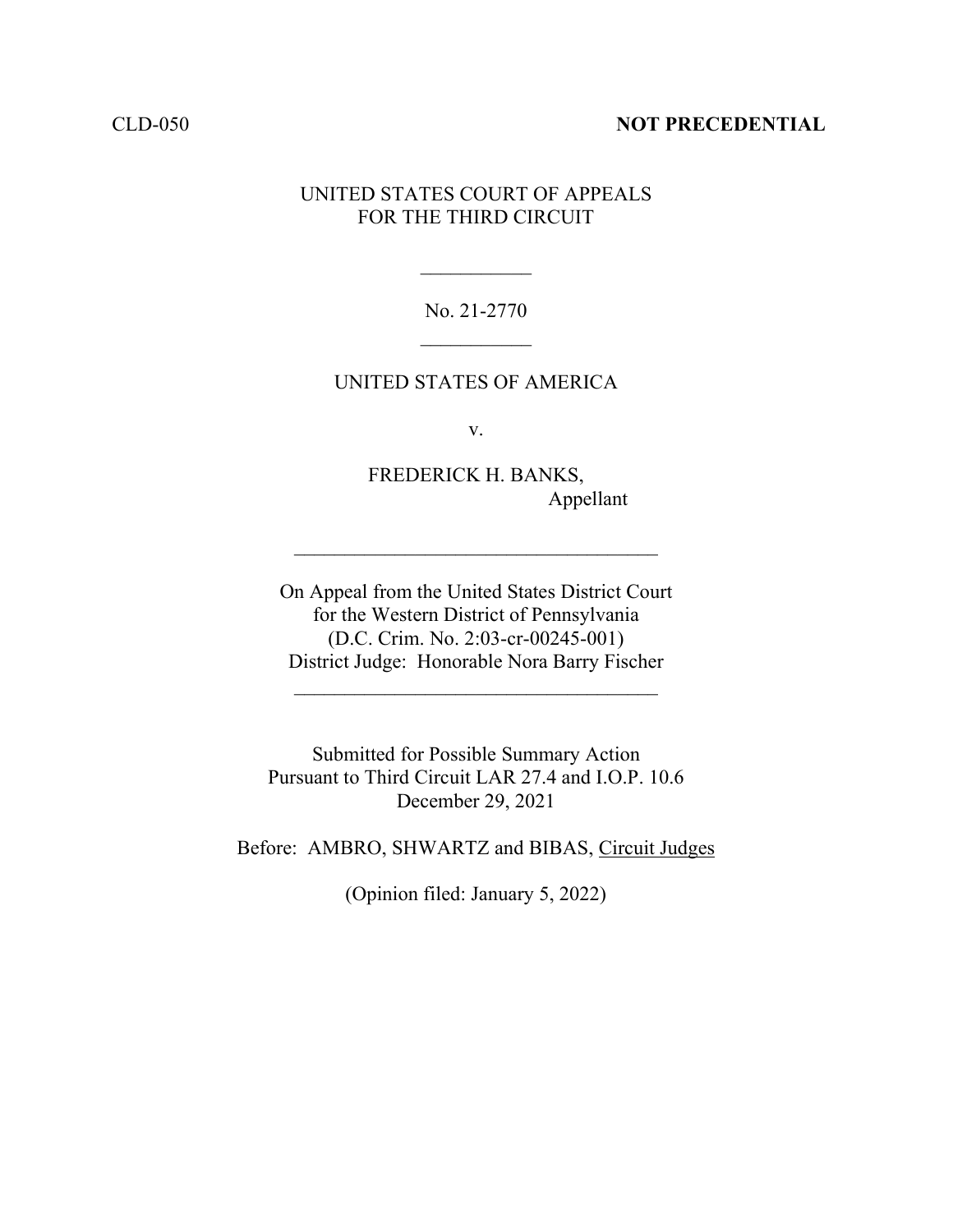CLD-050 **NOT PRECEDENTIAL**

UNITED STATES COURT OF APPEALS
FOR THE THIRD CIRCUIT

\_\_\_\_\_\_\_\_\_\_\_

No. 21-2770

\_\_\_\_\_\_\_\_\_\_\_

UNITED STATES OF AMERICA

v.

FREDERICK H. BANKS,
Appellant

\_\_\_\_\_\_\_\_\_\_\_\_\_\_\_\_\_\_\_\_\_\_\_\_\_\_\_\_\_\_\_\_\_\_\_\_

On Appeal from the United States District Court
for the Western District of Pennsylvania
(D.C. Crim. No. 2:03-cr-00245-001)
District Judge: Honorable Nora Barry Fischer

\_\_\_\_\_\_\_\_\_\_\_\_\_\_\_\_\_\_\_\_\_\_\_\_\_\_\_\_\_\_\_\_\_\_\_\_

Submitted for Possible Summary Action
Pursuant to Third Circuit LAR 27.4 and I.O.P. 10.6
December 29, 2021

Before: AMBRO, SHWARTZ and BIBAS, Circuit Judges

(Opinion filed: January 5, 2022)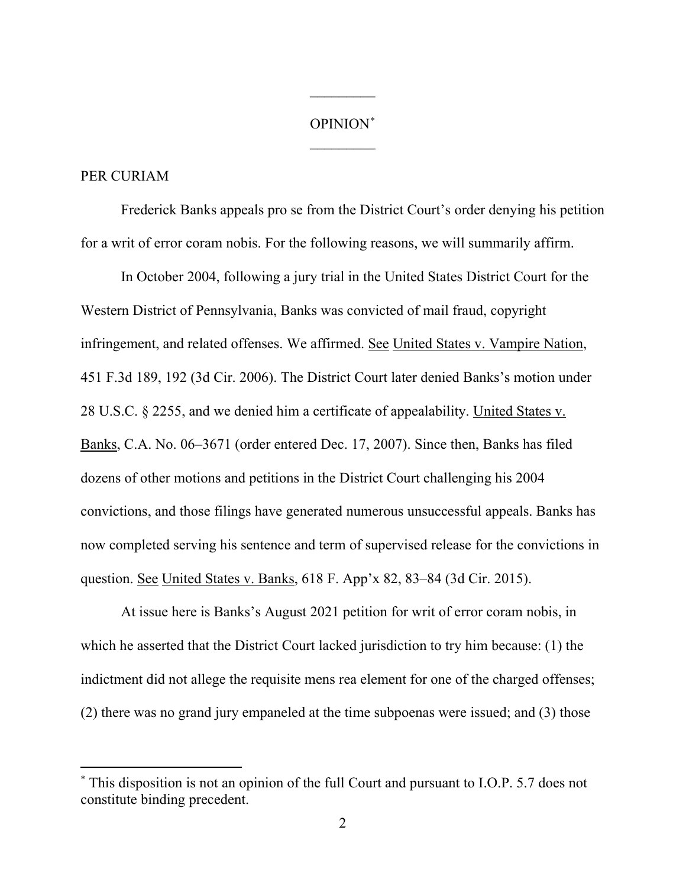---

OPINION*

---

PER CURIAM

Frederick Banks appeals pro se from the District Court's order denying his petition for a writ of error coram nobis. For the following reasons, we will summarily affirm.

In October 2004, following a jury trial in the United States District Court for the Western District of Pennsylvania, Banks was convicted of mail fraud, copyright infringement, and related offenses. We affirmed. See United States v. Vampire Nation, 451 F.3d 189, 192 (3d Cir. 2006). The District Court later denied Banks's motion under 28 U.S.C. § 2255, and we denied him a certificate of appealability. United States v. Banks, C.A. No. 06–3671 (order entered Dec. 17, 2007). Since then, Banks has filed dozens of other motions and petitions in the District Court challenging his 2004 convictions, and those filings have generated numerous unsuccessful appeals. Banks has now completed serving his sentence and term of supervised release for the convictions in question. See United States v. Banks, 618 F. App'x 82, 83–84 (3d Cir. 2015).

At issue here is Banks's August 2021 petition for writ of error coram nobis, in which he asserted that the District Court lacked jurisdiction to try him because: (1) the indictment did not allege the requisite mens rea element for one of the charged offenses; (2) there was no grand jury empaneled at the time subpoenas were issued; and (3) those

---

* This disposition is not an opinion of the full Court and pursuant to I.O.P. 5.7 does not constitute binding precedent.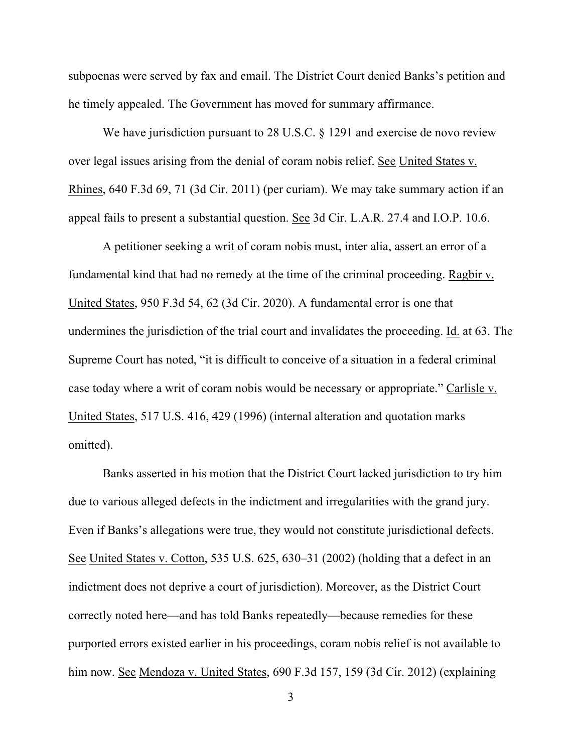subpoenas were served by fax and email. The District Court denied Banks's petition and he timely appealed. The Government has moved for summary affirmance.

We have jurisdiction pursuant to 28 U.S.C. § 1291 and exercise de novo review over legal issues arising from the denial of coram nobis relief. See United States v. Rhines, 640 F.3d 69, 71 (3d Cir. 2011) (per curiam). We may take summary action if an appeal fails to present a substantial question. See 3d Cir. L.A.R. 27.4 and I.O.P. 10.6.

A petitioner seeking a writ of coram nobis must, inter alia, assert an error of a fundamental kind that had no remedy at the time of the criminal proceeding. Ragbir v. United States, 950 F.3d 54, 62 (3d Cir. 2020). A fundamental error is one that undermines the jurisdiction of the trial court and invalidates the proceeding. Id. at 63. The Supreme Court has noted, "it is difficult to conceive of a situation in a federal criminal case today where a writ of coram nobis would be necessary or appropriate." Carlisle v. United States, 517 U.S. 416, 429 (1996) (internal alteration and quotation marks omitted).

Banks asserted in his motion that the District Court lacked jurisdiction to try him due to various alleged defects in the indictment and irregularities with the grand jury. Even if Banks's allegations were true, they would not constitute jurisdictional defects. See United States v. Cotton, 535 U.S. 625, 630–31 (2002) (holding that a defect in an indictment does not deprive a court of jurisdiction). Moreover, as the District Court correctly noted here—and has told Banks repeatedly—because remedies for these purported errors existed earlier in his proceedings, coram nobis relief is not available to him now. See Mendoza v. United States, 690 F.3d 157, 159 (3d Cir. 2012) (explaining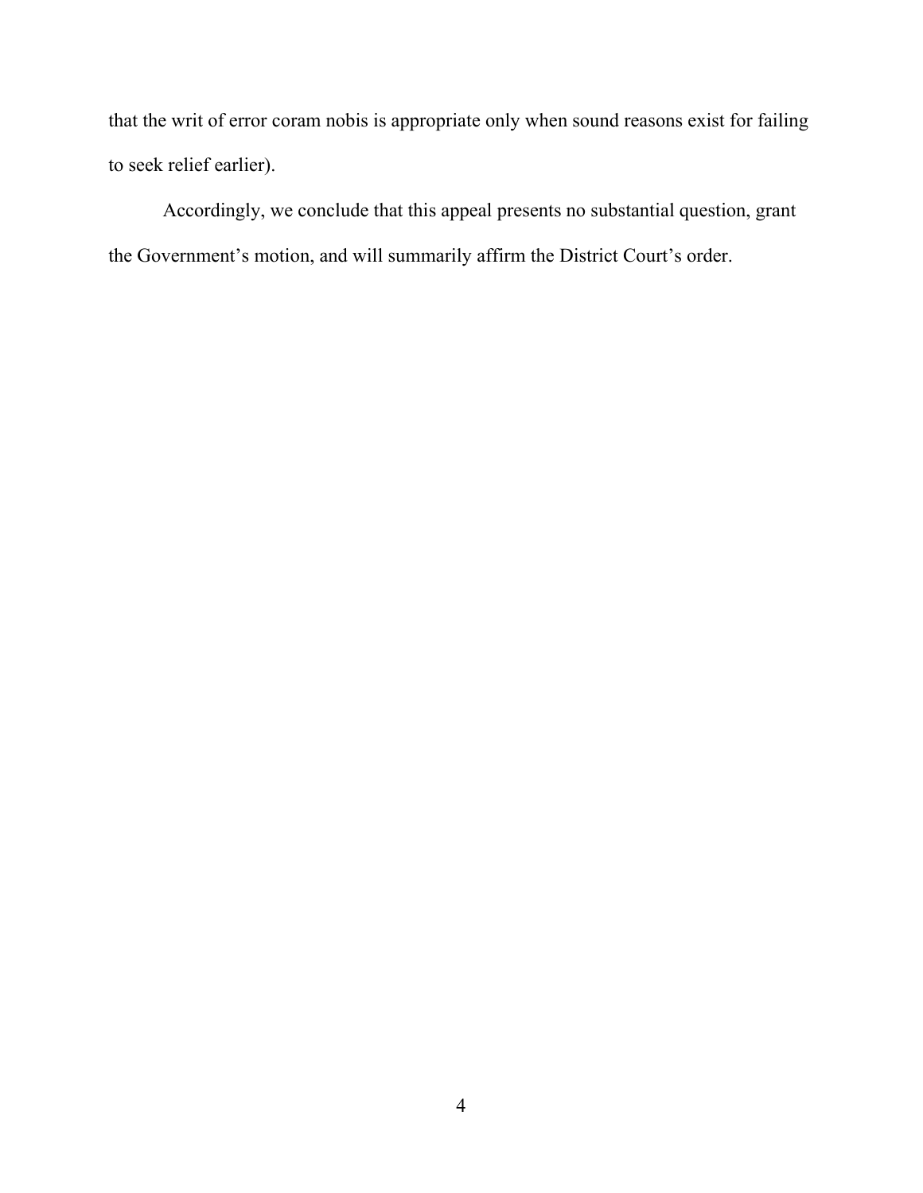that the writ of error coram nobis is appropriate only when sound reasons exist for failing to seek relief earlier).

Accordingly, we conclude that this appeal presents no substantial question, grant the Government's motion, and will summarily affirm the District Court's order.